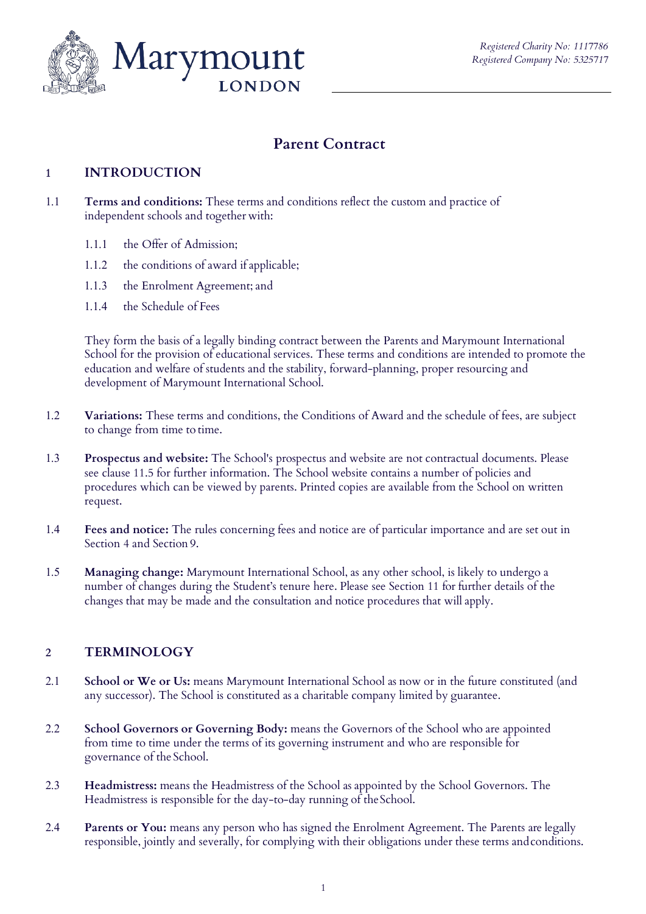Marymount LONDON

*Registered Charity No: 1117786*
*Registered Company No: 5325717*

# Parent Contract

## 1 INTRODUCTION

1.1 **Terms and conditions:** These terms and conditions reflect the custom and practice of independent schools and together with:

1.1.1 the Offer of Admission;

1.1.2 the conditions of award if applicable;

1.1.3 the Enrolment Agreement; and

1.1.4 the Schedule of Fees

They form the basis of a legally binding contract between the Parents and Marymount International School for the provision of educational services. These terms and conditions are intended to promote the education and welfare of students and the stability, forward-planning, proper resourcing and development of Marymount International School.

1.2 **Variations:** These terms and conditions, the Conditions of Award and the schedule of fees, are subject to change from time to time.

1.3 **Prospectus and website:** The School's prospectus and website are not contractual documents. Please see clause 11.5 for further information. The School website contains a number of policies and procedures which can be viewed by parents. Printed copies are available from the School on written request.

1.4 **Fees and notice:** The rules concerning fees and notice are of particular importance and are set out in Section 4 and Section 9.

1.5 **Managing change:** Marymount International School, as any other school, is likely to undergo a number of changes during the Student's tenure here. Please see Section 11 for further details of the changes that may be made and the consultation and notice procedures that will apply.

## 2 TERMINOLOGY

2.1 **School or We or Us:** means Marymount International School as now or in the future constituted (and any successor). The School is constituted as a charitable company limited by guarantee.

2.2 **School Governors or Governing Body:** means the Governors of the School who are appointed from time to time under the terms of its governing instrument and who are responsible for governance of the School.

2.3 **Headmistress:** means the Headmistress of the School as appointed by the School Governors. The Headmistress is responsible for the day-to-day running of the School.

2.4 **Parents or You:** means any person who has signed the Enrolment Agreement. The Parents are legally responsible, jointly and severally, for complying with their obligations under these terms and conditions.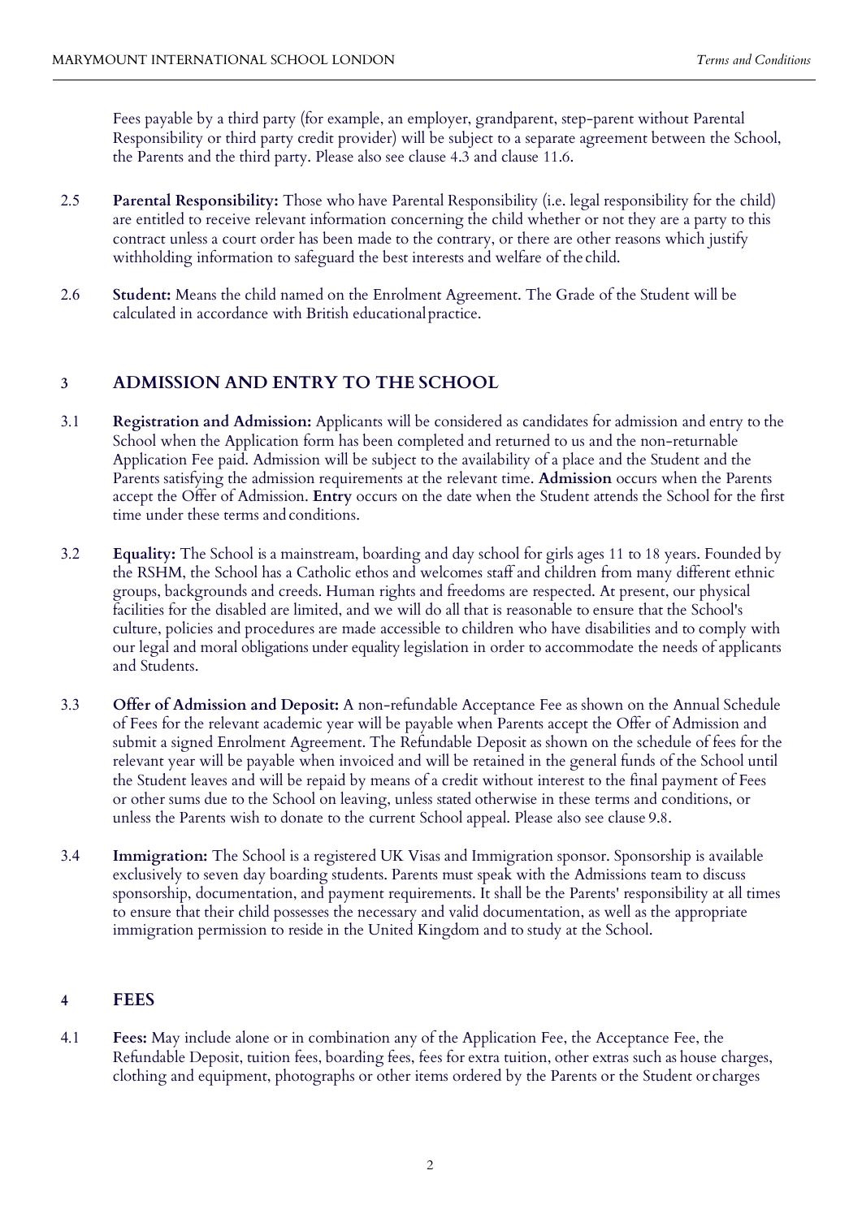Fees payable by a third party (for example, an employer, grandparent, step-parent without Parental Responsibility or third party credit provider) will be subject to a separate agreement between the School, the Parents and the third party. Please also see clause 4.3 and clause 11.6.

2.5 **Parental Responsibility:** Those who have Parental Responsibility (i.e. legal responsibility for the child) are entitled to receive relevant information concerning the child whether or not they are a party to this contract unless a court order has been made to the contrary, or there are other reasons which justify withholding information to safeguard the best interests and welfare of the child.

2.6 **Student:** Means the child named on the Enrolment Agreement. The Grade of the Student will be calculated in accordance with British educational practice.

## 3 ADMISSION AND ENTRY TO THE SCHOOL

3.1 **Registration and Admission:** Applicants will be considered as candidates for admission and entry to the School when the Application form has been completed and returned to us and the non-returnable Application Fee paid. Admission will be subject to the availability of a place and the Student and the Parents satisfying the admission requirements at the relevant time. **Admission** occurs when the Parents accept the Offer of Admission. **Entry** occurs on the date when the Student attends the School for the first time under these terms and conditions.

3.2 **Equality:** The School is a mainstream, boarding and day school for girls ages 11 to 18 years. Founded by the RSHM, the School has a Catholic ethos and welcomes staff and children from many different ethnic groups, backgrounds and creeds. Human rights and freedoms are respected. At present, our physical facilities for the disabled are limited, and we will do all that is reasonable to ensure that the School's culture, policies and procedures are made accessible to children who have disabilities and to comply with our legal and moral obligations under equality legislation in order to accommodate the needs of applicants and Students.

3.3 **Offer of Admission and Deposit:** A non-refundable Acceptance Fee as shown on the Annual Schedule of Fees for the relevant academic year will be payable when Parents accept the Offer of Admission and submit a signed Enrolment Agreement. The Refundable Deposit as shown on the schedule of fees for the relevant year will be payable when invoiced and will be retained in the general funds of the School until the Student leaves and will be repaid by means of a credit without interest to the final payment of Fees or other sums due to the School on leaving, unless stated otherwise in these terms and conditions, or unless the Parents wish to donate to the current School appeal. Please also see clause 9.8.

3.4 **Immigration:** The School is a registered UK Visas and Immigration sponsor. Sponsorship is available exclusively to seven day boarding students. Parents must speak with the Admissions team to discuss sponsorship, documentation, and payment requirements. It shall be the Parents' responsibility at all times to ensure that their child possesses the necessary and valid documentation, as well as the appropriate immigration permission to reside in the United Kingdom and to study at the School.

## 4 FEES

4.1 **Fees:** May include alone or in combination any of the Application Fee, the Acceptance Fee, the Refundable Deposit, tuition fees, boarding fees, fees for extra tuition, other extras such as house charges, clothing and equipment, photographs or other items ordered by the Parents or the Student or charges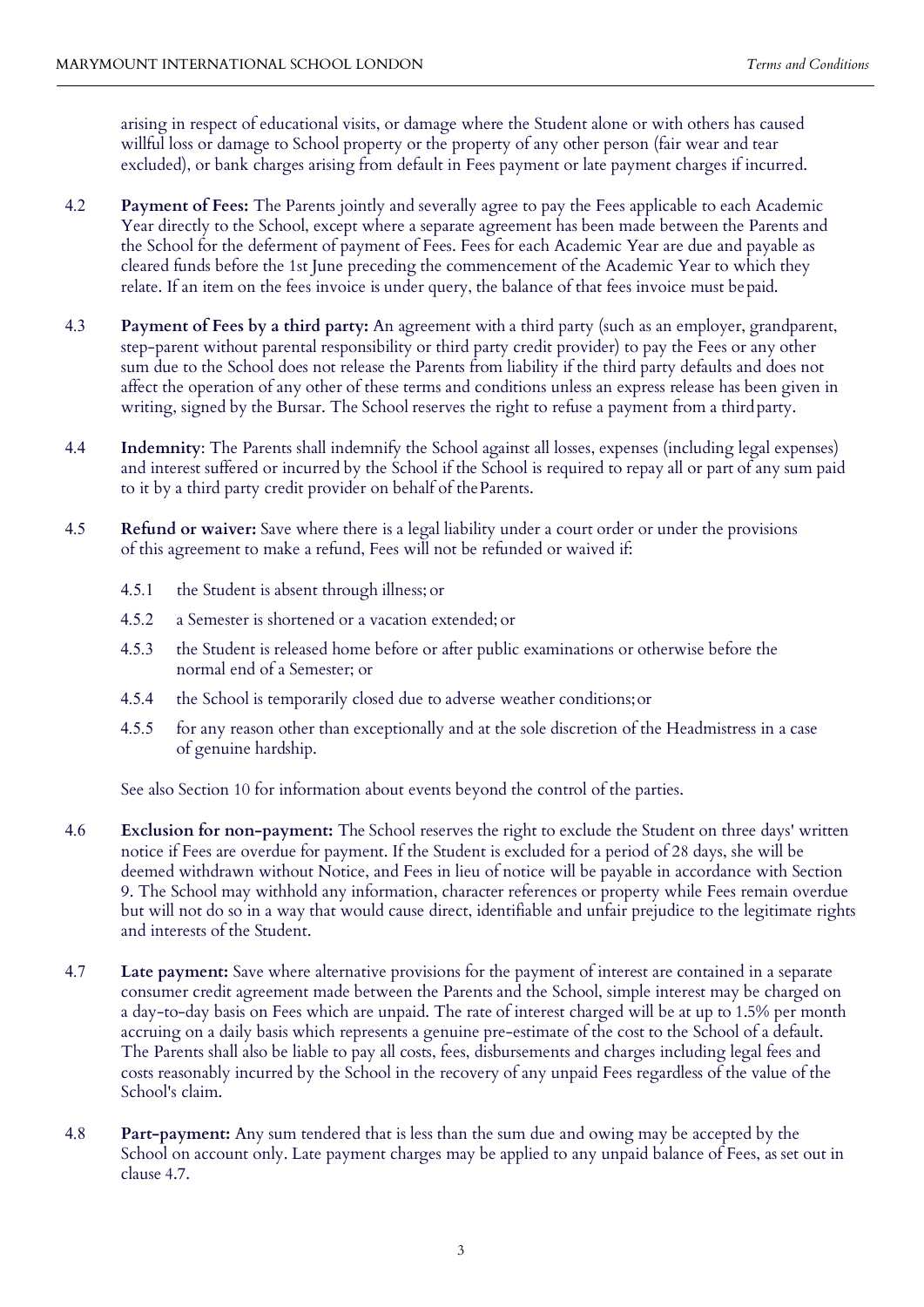arising in respect of educational visits, or damage where the Student alone or with others has caused willful loss or damage to School property or the property of any other person (fair wear and tear excluded), or bank charges arising from default in Fees payment or late payment charges if incurred.

4.2 **Payment of Fees:** The Parents jointly and severally agree to pay the Fees applicable to each Academic Year directly to the School, except where a separate agreement has been made between the Parents and the School for the deferment of payment of Fees. Fees for each Academic Year are due and payable as cleared funds before the 1st June preceding the commencement of the Academic Year to which they relate. If an item on the fees invoice is under query, the balance of that fees invoice must be paid.

4.3 **Payment of Fees by a third party:** An agreement with a third party (such as an employer, grandparent, step-parent without parental responsibility or third party credit provider) to pay the Fees or any other sum due to the School does not release the Parents from liability if the third party defaults and does not affect the operation of any other of these terms and conditions unless an express release has been given in writing, signed by the Bursar. The School reserves the right to refuse a payment from a third party.

4.4 **Indemnity**: The Parents shall indemnify the School against all losses, expenses (including legal expenses) and interest suffered or incurred by the School if the School is required to repay all or part of any sum paid to it by a third party credit provider on behalf of the Parents.

4.5 **Refund or waiver:** Save where there is a legal liability under a court order or under the provisions of this agreement to make a refund, Fees will not be refunded or waived if:

4.5.1 the Student is absent through illness; or

4.5.2 a Semester is shortened or a vacation extended; or

4.5.3 the Student is released home before or after public examinations or otherwise before the normal end of a Semester; or

4.5.4 the School is temporarily closed due to adverse weather conditions; or

4.5.5 for any reason other than exceptionally and at the sole discretion of the Headmistress in a case of genuine hardship.

See also Section 10 for information about events beyond the control of the parties.

4.6 **Exclusion for non-payment:** The School reserves the right to exclude the Student on three days' written notice if Fees are overdue for payment. If the Student is excluded for a period of 28 days, she will be deemed withdrawn without Notice, and Fees in lieu of notice will be payable in accordance with Section 9. The School may withhold any information, character references or property while Fees remain overdue but will not do so in a way that would cause direct, identifiable and unfair prejudice to the legitimate rights and interests of the Student.

4.7 **Late payment:** Save where alternative provisions for the payment of interest are contained in a separate consumer credit agreement made between the Parents and the School, simple interest may be charged on a day-to-day basis on Fees which are unpaid. The rate of interest charged will be at up to 1.5% per month accruing on a daily basis which represents a genuine pre-estimate of the cost to the School of a default. The Parents shall also be liable to pay all costs, fees, disbursements and charges including legal fees and costs reasonably incurred by the School in the recovery of any unpaid Fees regardless of the value of the School's claim.

4.8 **Part-payment:** Any sum tendered that is less than the sum due and owing may be accepted by the School on account only. Late payment charges may be applied to any unpaid balance of Fees, as set out in clause 4.7.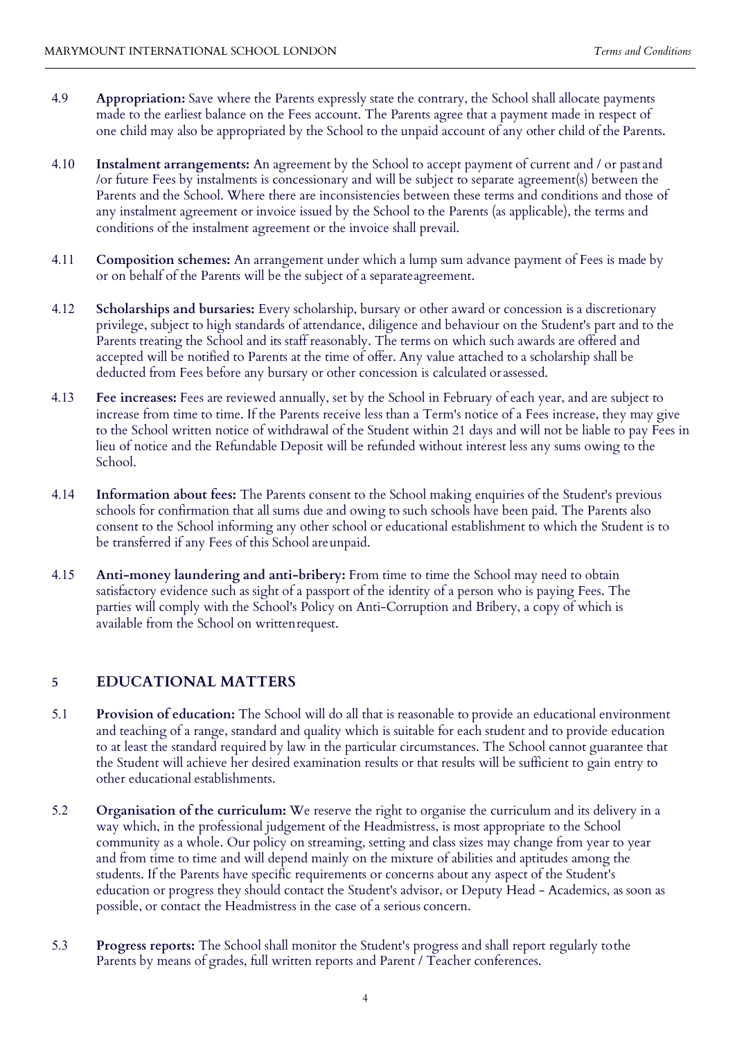4.9 **Appropriation:** Save where the Parents expressly state the contrary, the School shall allocate payments made to the earliest balance on the Fees account. The Parents agree that a payment made in respect of one child may also be appropriated by the School to the unpaid account of any other child of the Parents.

4.10 **Instalment arrangements:** An agreement by the School to accept payment of current and / or past and /or future Fees by instalments is concessionary and will be subject to separate agreement(s) between the Parents and the School. Where there are inconsistencies between these terms and conditions and those of any instalment agreement or invoice issued by the School to the Parents (as applicable), the terms and conditions of the instalment agreement or the invoice shall prevail.

4.11 **Composition schemes:** An arrangement under which a lump sum advance payment of Fees is made by or on behalf of the Parents will be the subject of a separate agreement.

4.12 **Scholarships and bursaries:** Every scholarship, bursary or other award or concession is a discretionary privilege, subject to high standards of attendance, diligence and behaviour on the Student's part and to the Parents treating the School and its staff reasonably. The terms on which such awards are offered and accepted will be notified to Parents at the time of offer. Any value attached to a scholarship shall be deducted from Fees before any bursary or other concession is calculated or assessed.

4.13 **Fee increases:** Fees are reviewed annually, set by the School in February of each year, and are subject to increase from time to time. If the Parents receive less than a Term's notice of a Fees increase, they may give to the School written notice of withdrawal of the Student within 21 days and will not be liable to pay Fees in lieu of notice and the Refundable Deposit will be refunded without interest less any sums owing to the School.

4.14 **Information about fees:** The Parents consent to the School making enquiries of the Student's previous schools for confirmation that all sums due and owing to such schools have been paid. The Parents also consent to the School informing any other school or educational establishment to which the Student is to be transferred if any Fees of this School are unpaid.

4.15 **Anti-money laundering and anti-bribery:** From time to time the School may need to obtain satisfactory evidence such as sight of a passport of the identity of a person who is paying Fees. The parties will comply with the School's Policy on Anti-Corruption and Bribery, a copy of which is available from the School on written request.

## 5 EDUCATIONAL MATTERS

5.1 **Provision of education:** The School will do all that is reasonable to provide an educational environment and teaching of a range, standard and quality which is suitable for each student and to provide education to at least the standard required by law in the particular circumstances. The School cannot guarantee that the Student will achieve her desired examination results or that results will be sufficient to gain entry to other educational establishments.

5.2 **Organisation of the curriculum:** We reserve the right to organise the curriculum and its delivery in a way which, in the professional judgement of the Headmistress, is most appropriate to the School community as a whole. Our policy on streaming, setting and class sizes may change from year to year and from time to time and will depend mainly on the mixture of abilities and aptitudes among the students. If the Parents have specific requirements or concerns about any aspect of the Student's education or progress they should contact the Student's advisor, or Deputy Head - Academics, as soon as possible, or contact the Headmistress in the case of a serious concern.

5.3 **Progress reports:** The School shall monitor the Student's progress and shall report regularly to the Parents by means of grades, full written reports and Parent / Teacher conferences.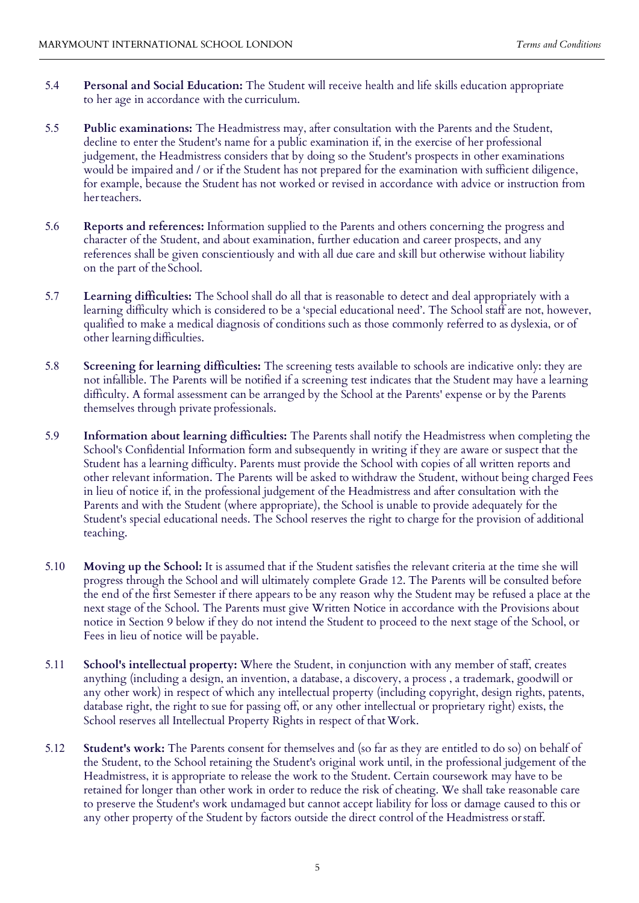5.4 **Personal and Social Education:** The Student will receive health and life skills education appropriate to her age in accordance with the curriculum.

5.5 **Public examinations:** The Headmistress may, after consultation with the Parents and the Student, decline to enter the Student's name for a public examination if, in the exercise of her professional judgement, the Headmistress considers that by doing so the Student's prospects in other examinations would be impaired and / or if the Student has not prepared for the examination with sufficient diligence, for example, because the Student has not worked or revised in accordance with advice or instruction from her teachers.

5.6 **Reports and references:** Information supplied to the Parents and others concerning the progress and character of the Student, and about examination, further education and career prospects, and any references shall be given conscientiously and with all due care and skill but otherwise without liability on the part of the School.

5.7 **Learning difficulties:** The School shall do all that is reasonable to detect and deal appropriately with a learning difficulty which is considered to be a 'special educational need'. The School staff are not, however, qualified to make a medical diagnosis of conditions such as those commonly referred to as dyslexia, or of other learning difficulties.

5.8 **Screening for learning difficulties:** The screening tests available to schools are indicative only: they are not infallible. The Parents will be notified if a screening test indicates that the Student may have a learning difficulty. A formal assessment can be arranged by the School at the Parents' expense or by the Parents themselves through private professionals.

5.9 **Information about learning difficulties:** The Parents shall notify the Headmistress when completing the School's Confidential Information form and subsequently in writing if they are aware or suspect that the Student has a learning difficulty. Parents must provide the School with copies of all written reports and other relevant information. The Parents will be asked to withdraw the Student, without being charged Fees in lieu of notice if, in the professional judgement of the Headmistress and after consultation with the Parents and with the Student (where appropriate), the School is unable to provide adequately for the Student's special educational needs. The School reserves the right to charge for the provision of additional teaching.

5.10 **Moving up the School:** It is assumed that if the Student satisfies the relevant criteria at the time she will progress through the School and will ultimately complete Grade 12. The Parents will be consulted before the end of the first Semester if there appears to be any reason why the Student may be refused a place at the next stage of the School. The Parents must give Written Notice in accordance with the Provisions about notice in Section 9 below if they do not intend the Student to proceed to the next stage of the School, or Fees in lieu of notice will be payable.

5.11 **School's intellectual property:** Where the Student, in conjunction with any member of staff, creates anything (including a design, an invention, a database, a discovery, a process , a trademark, goodwill or any other work) in respect of which any intellectual property (including copyright, design rights, patents, database right, the right to sue for passing off, or any other intellectual or proprietary right) exists, the School reserves all Intellectual Property Rights in respect of that Work.

5.12 **Student's work:** The Parents consent for themselves and (so far as they are entitled to do so) on behalf of the Student, to the School retaining the Student's original work until, in the professional judgement of the Headmistress, it is appropriate to release the work to the Student. Certain coursework may have to be retained for longer than other work in order to reduce the risk of cheating. We shall take reasonable care to preserve the Student's work undamaged but cannot accept liability for loss or damage caused to this or any other property of the Student by factors outside the direct control of the Headmistress or staff.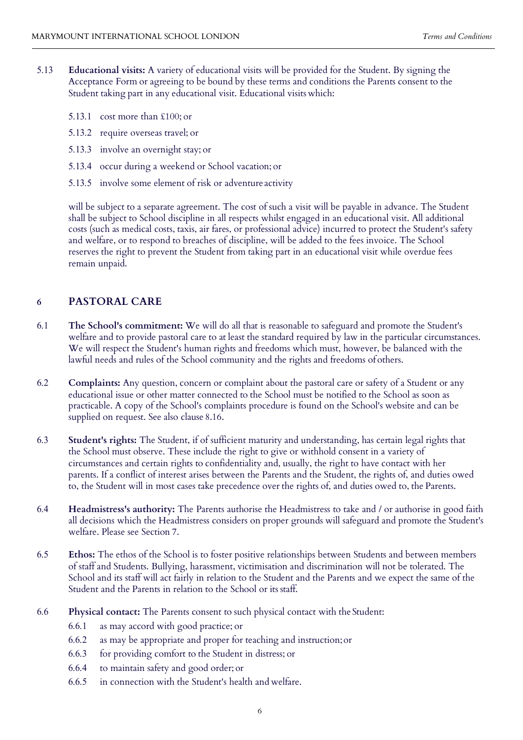5.13 **Educational visits:** A variety of educational visits will be provided for the Student. By signing the Acceptance Form or agreeing to be bound by these terms and conditions the Parents consent to the Student taking part in any educational visit. Educational visits which:

5.13.1 cost more than £100; or

5.13.2 require overseas travel; or

5.13.3 involve an overnight stay; or

5.13.4 occur during a weekend or School vacation; or

5.13.5 involve some element of risk or adventure activity

will be subject to a separate agreement. The cost of such a visit will be payable in advance. The Student shall be subject to School discipline in all respects whilst engaged in an educational visit. All additional costs (such as medical costs, taxis, air fares, or professional advice) incurred to protect the Student's safety and welfare, or to respond to breaches of discipline, will be added to the fees invoice. The School reserves the right to prevent the Student from taking part in an educational visit while overdue fees remain unpaid.

## 6 PASTORAL CARE

6.1 **The School's commitment:** We will do all that is reasonable to safeguard and promote the Student's welfare and to provide pastoral care to at least the standard required by law in the particular circumstances. We will respect the Student's human rights and freedoms which must, however, be balanced with the lawful needs and rules of the School community and the rights and freedoms of others.

6.2 **Complaints:** Any question, concern or complaint about the pastoral care or safety of a Student or any educational issue or other matter connected to the School must be notified to the School as soon as practicable. A copy of the School's complaints procedure is found on the School's website and can be supplied on request. See also clause 8.16.

6.3 **Student's rights:** The Student, if of sufficient maturity and understanding, has certain legal rights that the School must observe. These include the right to give or withhold consent in a variety of circumstances and certain rights to confidentiality and, usually, the right to have contact with her parents. If a conflict of interest arises between the Parents and the Student, the rights of, and duties owed to, the Student will in most cases take precedence over the rights of, and duties owed to, the Parents.

6.4 **Headmistress's authority:** The Parents authorise the Headmistress to take and / or authorise in good faith all decisions which the Headmistress considers on proper grounds will safeguard and promote the Student's welfare. Please see Section 7.

6.5 **Ethos:** The ethos of the School is to foster positive relationships between Students and between members of staff and Students. Bullying, harassment, victimisation and discrimination will not be tolerated. The School and its staff will act fairly in relation to the Student and the Parents and we expect the same of the Student and the Parents in relation to the School or its staff.

6.6 **Physical contact:** The Parents consent to such physical contact with the Student:

6.6.1 as may accord with good practice; or

6.6.2 as may be appropriate and proper for teaching and instruction; or

6.6.3 for providing comfort to the Student in distress; or

6.6.4 to maintain safety and good order; or

6.6.5 in connection with the Student's health and welfare.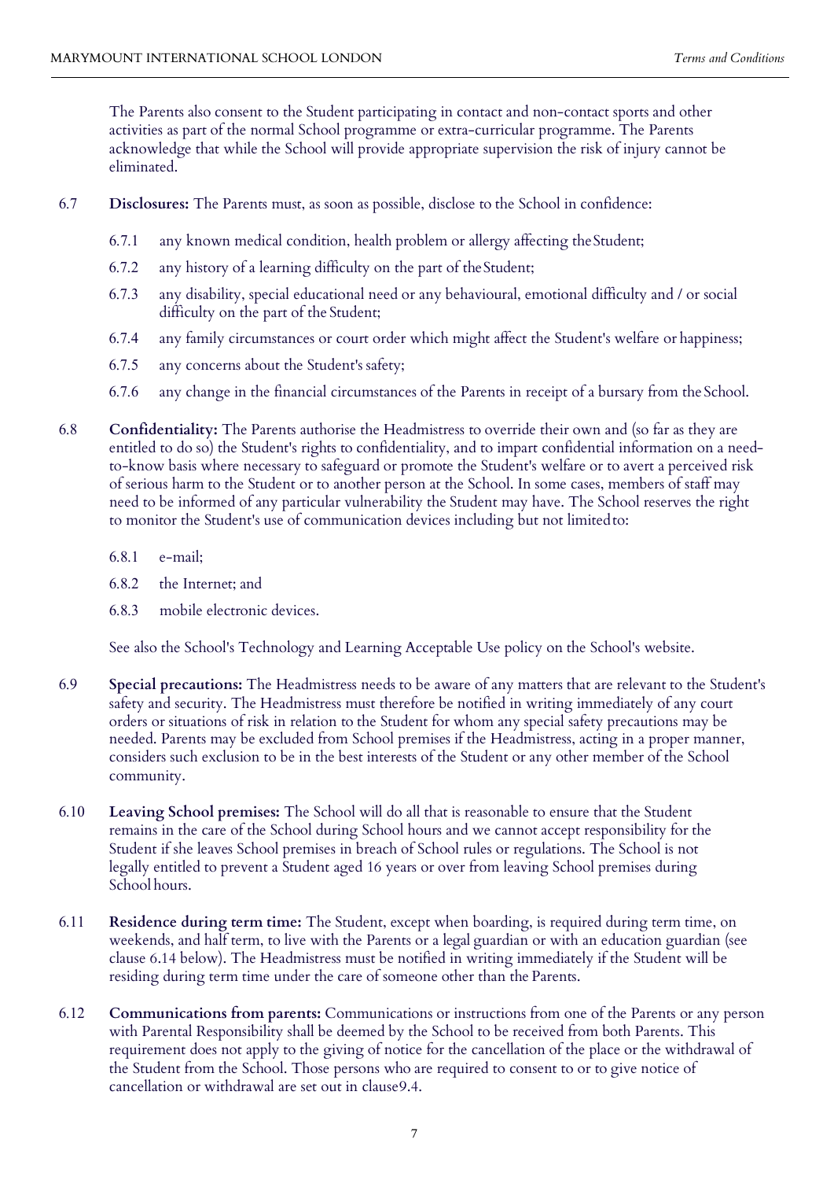The Parents also consent to the Student participating in contact and non-contact sports and other activities as part of the normal School programme or extra-curricular programme. The Parents acknowledge that while the School will provide appropriate supervision the risk of injury cannot be eliminated.

6.7 **Disclosures:** The Parents must, as soon as possible, disclose to the School in confidence:

6.7.1 any known medical condition, health problem or allergy affecting the Student;

6.7.2 any history of a learning difficulty on the part of the Student;

6.7.3 any disability, special educational need or any behavioural, emotional difficulty and / or social difficulty on the part of the Student;

6.7.4 any family circumstances or court order which might affect the Student's welfare or happiness;

6.7.5 any concerns about the Student's safety;

6.7.6 any change in the financial circumstances of the Parents in receipt of a bursary from the School.

6.8 **Confidentiality:** The Parents authorise the Headmistress to override their own and (so far as they are entitled to do so) the Student's rights to confidentiality, and to impart confidential information on a need-to-know basis where necessary to safeguard or promote the Student's welfare or to avert a perceived risk of serious harm to the Student or to another person at the School. In some cases, members of staff may need to be informed of any particular vulnerability the Student may have. The School reserves the right to monitor the Student's use of communication devices including but not limited to:

6.8.1 e-mail;

6.8.2 the Internet; and

6.8.3 mobile electronic devices.

See also the School's Technology and Learning Acceptable Use policy on the School's website.

6.9 **Special precautions:** The Headmistress needs to be aware of any matters that are relevant to the Student's safety and security. The Headmistress must therefore be notified in writing immediately of any court orders or situations of risk in relation to the Student for whom any special safety precautions may be needed. Parents may be excluded from School premises if the Headmistress, acting in a proper manner, considers such exclusion to be in the best interests of the Student or any other member of the School community.

6.10 **Leaving School premises:** The School will do all that is reasonable to ensure that the Student remains in the care of the School during School hours and we cannot accept responsibility for the Student if she leaves School premises in breach of School rules or regulations. The School is not legally entitled to prevent a Student aged 16 years or over from leaving School premises during School hours.

6.11 **Residence during term time:** The Student, except when boarding, is required during term time, on weekends, and half term, to live with the Parents or a legal guardian or with an education guardian (see clause 6.14 below). The Headmistress must be notified in writing immediately if the Student will be residing during term time under the care of someone other than the Parents.

6.12 **Communications from parents:** Communications or instructions from one of the Parents or any person with Parental Responsibility shall be deemed by the School to be received from both Parents. This requirement does not apply to the giving of notice for the cancellation of the place or the withdrawal of the Student from the School. Those persons who are required to consent to or to give notice of cancellation or withdrawal are set out in clause9.4.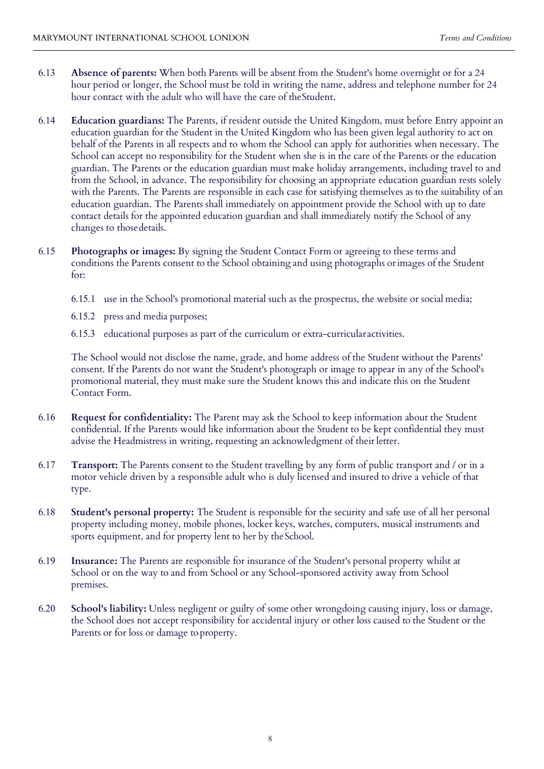6.13 **Absence of parents:** When both Parents will be absent from the Student's home overnight or for a 24 hour period or longer, the School must be told in writing the name, address and telephone number for 24 hour contact with the adult who will have the care of the Student.

6.14 **Education guardians:** The Parents, if resident outside the United Kingdom, must before Entry appoint an education guardian for the Student in the United Kingdom who has been given legal authority to act on behalf of the Parents in all respects and to whom the School can apply for authorities when necessary. The School can accept no responsibility for the Student when she is in the care of the Parents or the education guardian. The Parents or the education guardian must make holiday arrangements, including travel to and from the School, in advance. The responsibility for choosing an appropriate education guardian rests solely with the Parents. The Parents are responsible in each case for satisfying themselves as to the suitability of an education guardian. The Parents shall immediately on appointment provide the School with up to date contact details for the appointed education guardian and shall immediately notify the School of any changes to those details.

6.15 **Photographs or images:** By signing the Student Contact Form or agreeing to these terms and conditions the Parents consent to the School obtaining and using photographs or images of the Student for:

6.15.1 use in the School's promotional material such as the prospectus, the website or social media;

6.15.2 press and media purposes;

6.15.3 educational purposes as part of the curriculum or extra-curricular activities.

The School would not disclose the name, grade, and home address of the Student without the Parents' consent. If the Parents do not want the Student's photograph or image to appear in any of the School's promotional material, they must make sure the Student knows this and indicate this on the Student Contact Form.

6.16 **Request for confidentiality:** The Parent may ask the School to keep information about the Student confidential. If the Parents would like information about the Student to be kept confidential they must advise the Headmistress in writing, requesting an acknowledgment of their letter.

6.17 **Transport:** The Parents consent to the Student travelling by any form of public transport and / or in a motor vehicle driven by a responsible adult who is duly licensed and insured to drive a vehicle of that type.

6.18 **Student's personal property:** The Student is responsible for the security and safe use of all her personal property including money, mobile phones, locker keys, watches, computers, musical instruments and sports equipment, and for property lent to her by the School.

6.19 **Insurance:** The Parents are responsible for insurance of the Student's personal property whilst at School or on the way to and from School or any School-sponsored activity away from School premises.

6.20 **School's liability:** Unless negligent or guilty of some other wrongdoing causing injury, loss or damage, the School does not accept responsibility for accidental injury or other loss caused to the Student or the Parents or for loss or damage to property.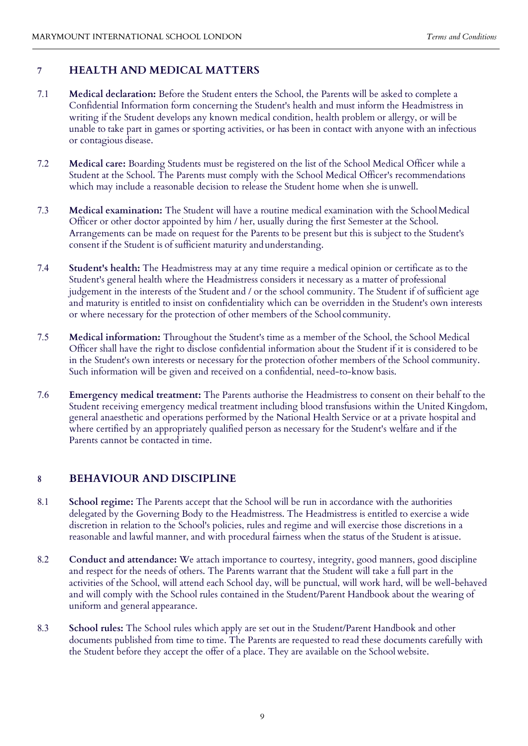## 7 HEALTH AND MEDICAL MATTERS

7.1 **Medical declaration:** Before the Student enters the School, the Parents will be asked to complete a Confidential Information form concerning the Student's health and must inform the Headmistress in writing if the Student develops any known medical condition, health problem or allergy, or will be unable to take part in games or sporting activities, or has been in contact with anyone with an infectious or contagious disease.

7.2 **Medical care:** Boarding Students must be registered on the list of the School Medical Officer while a Student at the School. The Parents must comply with the School Medical Officer's recommendations which may include a reasonable decision to release the Student home when she is unwell.

7.3 **Medical examination:** The Student will have a routine medical examination with the School Medical Officer or other doctor appointed by him / her, usually during the first Semester at the School. Arrangements can be made on request for the Parents to be present but this is subject to the Student's consent if the Student is of sufficient maturity and understanding.

7.4 **Student's health:** The Headmistress may at any time require a medical opinion or certificate as to the Student's general health where the Headmistress considers it necessary as a matter of professional judgement in the interests of the Student and / or the school community. The Student if of sufficient age and maturity is entitled to insist on confidentiality which can be overridden in the Student's own interests or where necessary for the protection of other members of the School community.

7.5 **Medical information:** Throughout the Student's time as a member of the School, the School Medical Officer shall have the right to disclose confidential information about the Student if it is considered to be in the Student's own interests or necessary for the protection ofother members of the School community. Such information will be given and received on a confidential, need-to-know basis.

7.6 **Emergency medical treatment:** The Parents authorise the Headmistress to consent on their behalf to the Student receiving emergency medical treatment including blood transfusions within the United Kingdom, general anaesthetic and operations performed by the National Health Service or at a private hospital and where certified by an appropriately qualified person as necessary for the Student's welfare and if the Parents cannot be contacted in time.

## 8 BEHAVIOUR AND DISCIPLINE

8.1 **School regime:** The Parents accept that the School will be run in accordance with the authorities delegated by the Governing Body to the Headmistress. The Headmistress is entitled to exercise a wide discretion in relation to the School's policies, rules and regime and will exercise those discretions in a reasonable and lawful manner, and with procedural fairness when the status of the Student is at issue.

8.2 **Conduct and attendance:** We attach importance to courtesy, integrity, good manners, good discipline and respect for the needs of others. The Parents warrant that the Student will take a full part in the activities of the School, will attend each School day, will be punctual, will work hard, will be well-behaved and will comply with the School rules contained in the Student/Parent Handbook about the wearing of uniform and general appearance.

8.3 **School rules:** The School rules which apply are set out in the Student/Parent Handbook and other documents published from time to time. The Parents are requested to read these documents carefully with the Student before they accept the offer of a place. They are available on the School website.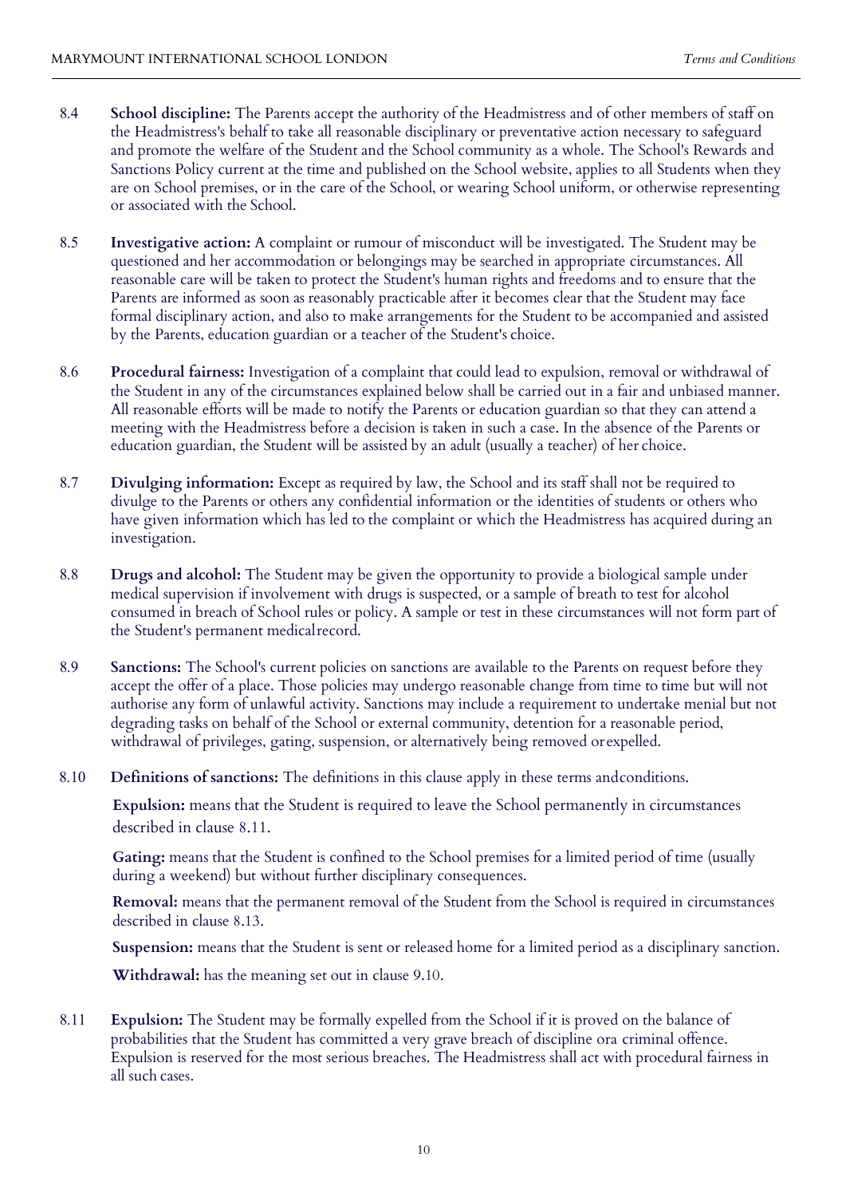8.4 **School discipline:** The Parents accept the authority of the Headmistress and of other members of staff on the Headmistress's behalf to take all reasonable disciplinary or preventative action necessary to safeguard and promote the welfare of the Student and the School community as a whole. The School's Rewards and Sanctions Policy current at the time and published on the School website, applies to all Students when they are on School premises, or in the care of the School, or wearing School uniform, or otherwise representing or associated with the School.

8.5 **Investigative action:** A complaint or rumour of misconduct will be investigated. The Student may be questioned and her accommodation or belongings may be searched in appropriate circumstances. All reasonable care will be taken to protect the Student's human rights and freedoms and to ensure that the Parents are informed as soon as reasonably practicable after it becomes clear that the Student may face formal disciplinary action, and also to make arrangements for the Student to be accompanied and assisted by the Parents, education guardian or a teacher of the Student's choice.

8.6 **Procedural fairness:** Investigation of a complaint that could lead to expulsion, removal or withdrawal of the Student in any of the circumstances explained below shall be carried out in a fair and unbiased manner. All reasonable efforts will be made to notify the Parents or education guardian so that they can attend a meeting with the Headmistress before a decision is taken in such a case. In the absence of the Parents or education guardian, the Student will be assisted by an adult (usually a teacher) of her choice.

8.7 **Divulging information:** Except as required by law, the School and its staff shall not be required to divulge to the Parents or others any confidential information or the identities of students or others who have given information which has led to the complaint or which the Headmistress has acquired during an investigation.

8.8 **Drugs and alcohol:** The Student may be given the opportunity to provide a biological sample under medical supervision if involvement with drugs is suspected, or a sample of breath to test for alcohol consumed in breach of School rules or policy. A sample or test in these circumstances will not form part of the Student's permanent medical record.

8.9 **Sanctions:** The School's current policies on sanctions are available to the Parents on request before they accept the offer of a place. Those policies may undergo reasonable change from time to time but will not authorise any form of unlawful activity. Sanctions may include a requirement to undertake menial but not degrading tasks on behalf of the School or external community, detention for a reasonable period, withdrawal of privileges, gating, suspension, or alternatively being removed or expelled.

8.10 **Definitions of sanctions:** The definitions in this clause apply in these terms and conditions.

**Expulsion:** means that the Student is required to leave the School permanently in circumstances described in clause 8.11.

**Gating:** means that the Student is confined to the School premises for a limited period of time (usually during a weekend) but without further disciplinary consequences.

**Removal:** means that the permanent removal of the Student from the School is required in circumstances described in clause 8.13.

**Suspension:** means that the Student is sent or released home for a limited period as a disciplinary sanction.

**Withdrawal:** has the meaning set out in clause 9.10.

8.11 **Expulsion:** The Student may be formally expelled from the School if it is proved on the balance of probabilities that the Student has committed a very grave breach of discipline or a criminal offence. Expulsion is reserved for the most serious breaches. The Headmistress shall act with procedural fairness in all such cases.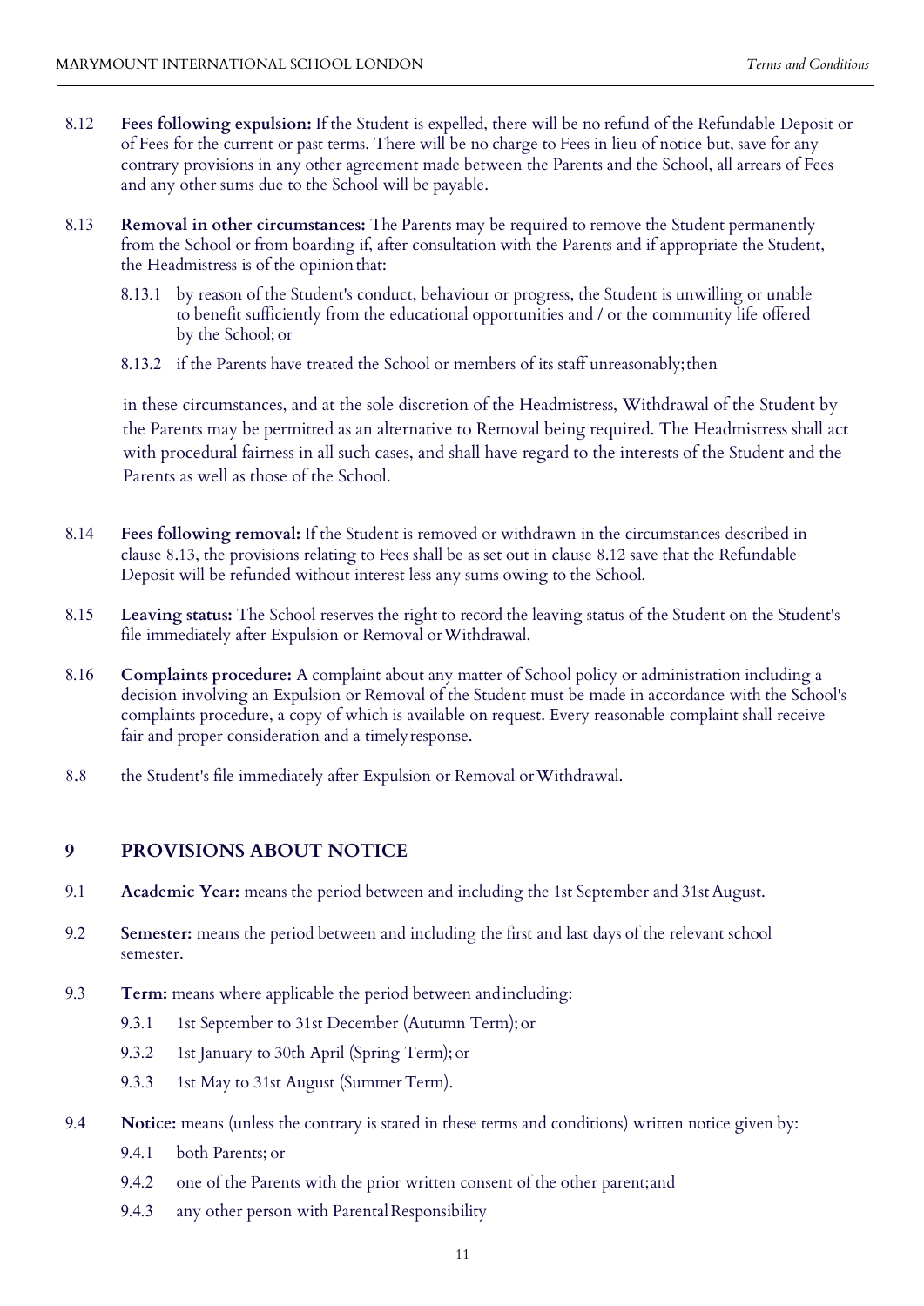8.12 **Fees following expulsion:** If the Student is expelled, there will be no refund of the Refundable Deposit or of Fees for the current or past terms. There will be no charge to Fees in lieu of notice but, save for any contrary provisions in any other agreement made between the Parents and the School, all arrears of Fees and any other sums due to the School will be payable.

8.13 **Removal in other circumstances:** The Parents may be required to remove the Student permanently from the School or from boarding if, after consultation with the Parents and if appropriate the Student, the Headmistress is of the opinion that:

8.13.1 by reason of the Student's conduct, behaviour or progress, the Student is unwilling or unable to benefit sufficiently from the educational opportunities and / or the community life offered by the School; or

8.13.2 if the Parents have treated the School or members of its staff unreasonably; then

in these circumstances, and at the sole discretion of the Headmistress, Withdrawal of the Student by the Parents may be permitted as an alternative to Removal being required. The Headmistress shall act with procedural fairness in all such cases, and shall have regard to the interests of the Student and the Parents as well as those of the School.

8.14 **Fees following removal:** If the Student is removed or withdrawn in the circumstances described in clause 8.13, the provisions relating to Fees shall be as set out in clause 8.12 save that the Refundable Deposit will be refunded without interest less any sums owing to the School.

8.15 **Leaving status:** The School reserves the right to record the leaving status of the Student on the Student's file immediately after Expulsion or Removal or Withdrawal.

8.16 **Complaints procedure:** A complaint about any matter of School policy or administration including a decision involving an Expulsion or Removal of the Student must be made in accordance with the School's complaints procedure, a copy of which is available on request. Every reasonable complaint shall receive fair and proper consideration and a timely response.

8.8 the Student's file immediately after Expulsion or Removal or Withdrawal.

## 9 PROVISIONS ABOUT NOTICE

9.1 **Academic Year:** means the period between and including the 1st September and 31st August.

9.2 **Semester:** means the period between and including the first and last days of the relevant school semester.

9.3 **Term:** means where applicable the period between and including:

9.3.1 1st September to 31st December (Autumn Term); or

9.3.2 1st January to 30th April (Spring Term); or

9.3.3 1st May to 31st August (Summer Term).

9.4 **Notice:** means (unless the contrary is stated in these terms and conditions) written notice given by:

9.4.1 both Parents; or

9.4.2 one of the Parents with the prior written consent of the other parent; and

9.4.3 any other person with Parental Responsibility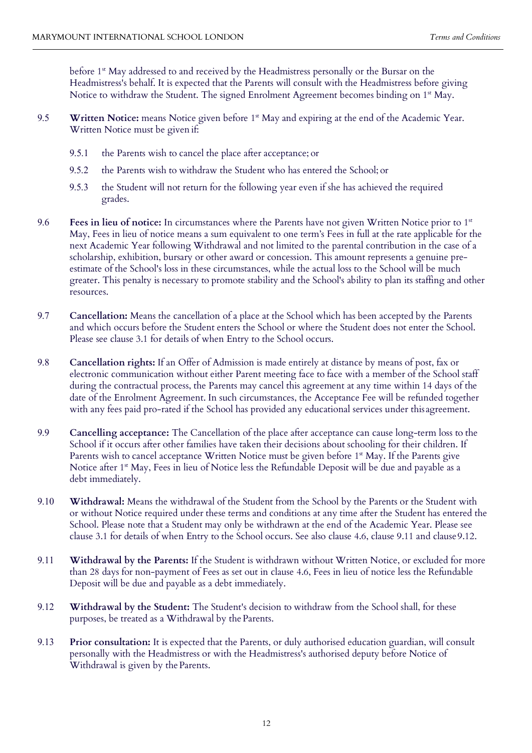before 1st May addressed to and received by the Headmistress personally or the Bursar on the Headmistress's behalf. It is expected that the Parents will consult with the Headmistress before giving Notice to withdraw the Student. The signed Enrolment Agreement becomes binding on 1st May.

9.5 **Written Notice:** means Notice given before 1st May and expiring at the end of the Academic Year. Written Notice must be given if:

- 9.5.1 the Parents wish to cancel the place after acceptance; or
- 9.5.2 the Parents wish to withdraw the Student who has entered the School; or
- 9.5.3 the Student will not return for the following year even if she has achieved the required grades.

9.6 **Fees in lieu of notice:** In circumstances where the Parents have not given Written Notice prior to 1st May, Fees in lieu of notice means a sum equivalent to one term's Fees in full at the rate applicable for the next Academic Year following Withdrawal and not limited to the parental contribution in the case of a scholarship, exhibition, bursary or other award or concession. This amount represents a genuine pre-estimate of the School's loss in these circumstances, while the actual loss to the School will be much greater. This penalty is necessary to promote stability and the School's ability to plan its staffing and other resources.

9.7 **Cancellation:** Means the cancellation of a place at the School which has been accepted by the Parents and which occurs before the Student enters the School or where the Student does not enter the School. Please see clause 3.1 for details of when Entry to the School occurs.

9.8 **Cancellation rights:** If an Offer of Admission is made entirely at distance by means of post, fax or electronic communication without either Parent meeting face to face with a member of the School staff during the contractual process, the Parents may cancel this agreement at any time within 14 days of the date of the Enrolment Agreement. In such circumstances, the Acceptance Fee will be refunded together with any fees paid pro-rated if the School has provided any educational services under this agreement.

9.9 **Cancelling acceptance:** The Cancellation of the place after acceptance can cause long-term loss to the School if it occurs after other families have taken their decisions about schooling for their children. If Parents wish to cancel acceptance Written Notice must be given before 1st May. If the Parents give Notice after 1st May, Fees in lieu of Notice less the Refundable Deposit will be due and payable as a debt immediately.

9.10 **Withdrawal:** Means the withdrawal of the Student from the School by the Parents or the Student with or without Notice required under these terms and conditions at any time after the Student has entered the School. Please note that a Student may only be withdrawn at the end of the Academic Year. Please see clause 3.1 for details of when Entry to the School occurs. See also clause 4.6, clause 9.11 and clause 9.12.

9.11 **Withdrawal by the Parents:** If the Student is withdrawn without Written Notice, or excluded for more than 28 days for non-payment of Fees as set out in clause 4.6, Fees in lieu of notice less the Refundable Deposit will be due and payable as a debt immediately.

9.12 **Withdrawal by the Student:** The Student's decision to withdraw from the School shall, for these purposes, be treated as a Withdrawal by the Parents.

9.13 **Prior consultation:** It is expected that the Parents, or duly authorised education guardian, will consult personally with the Headmistress or with the Headmistress's authorised deputy before Notice of Withdrawal is given by the Parents.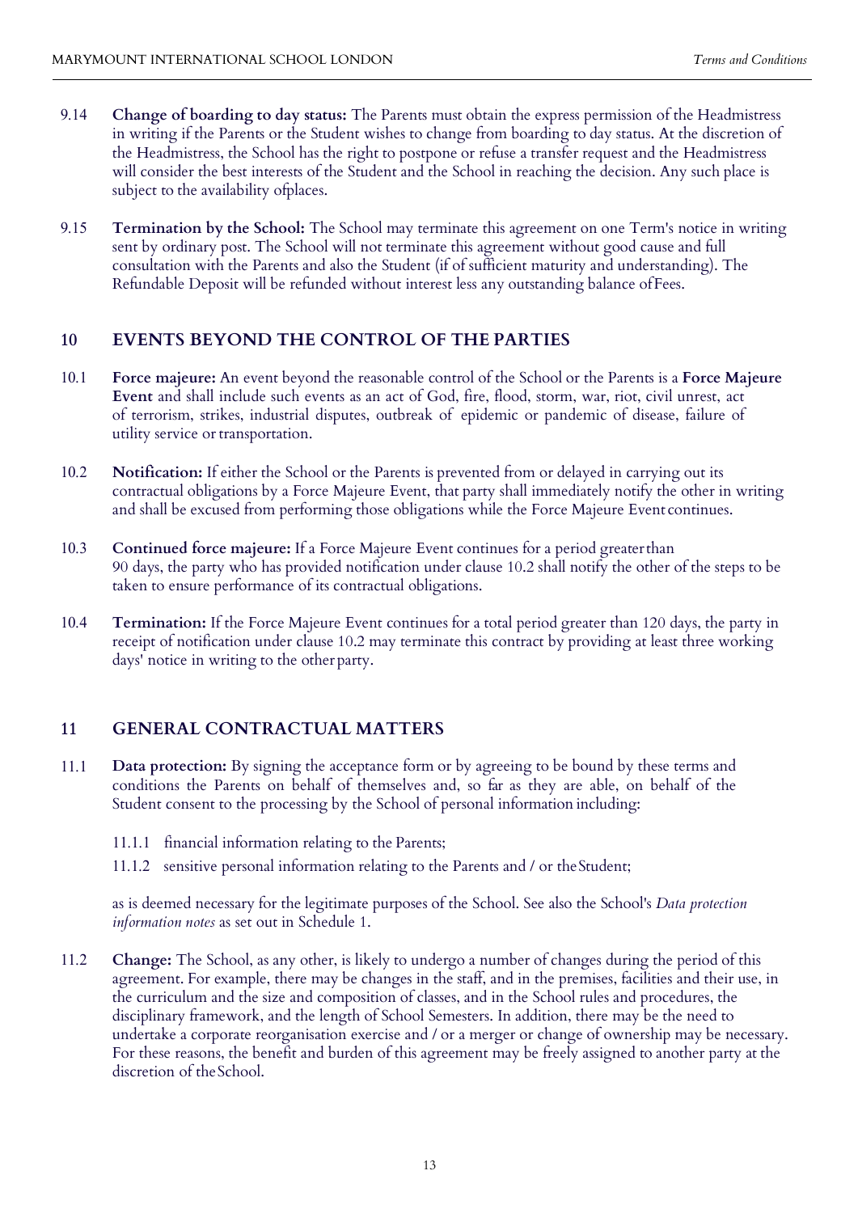9.14 **Change of boarding to day status:** The Parents must obtain the express permission of the Headmistress in writing if the Parents or the Student wishes to change from boarding to day status. At the discretion of the Headmistress, the School has the right to postpone or refuse a transfer request and the Headmistress will consider the best interests of the Student and the School in reaching the decision. Any such place is subject to the availability ofplaces.

9.15 **Termination by the School:** The School may terminate this agreement on one Term's notice in writing sent by ordinary post. The School will not terminate this agreement without good cause and full consultation with the Parents and also the Student (if of sufficient maturity and understanding). The Refundable Deposit will be refunded without interest less any outstanding balance ofFees.

## 10 EVENTS BEYOND THE CONTROL OF THE PARTIES

10.1 **Force majeure:** An event beyond the reasonable control of the School or the Parents is a **Force Majeure Event** and shall include such events as an act of God, fire, flood, storm, war, riot, civil unrest, act of terrorism, strikes, industrial disputes, outbreak of epidemic or pandemic of disease, failure of utility service or transportation.

10.2 **Notification:** If either the School or the Parents is prevented from or delayed in carrying out its contractual obligations by a Force Majeure Event, that party shall immediately notify the other in writing and shall be excused from performing those obligations while the Force Majeure Event continues.

10.3 **Continued force majeure:** If a Force Majeure Event continues for a period greater than 90 days, the party who has provided notification under clause 10.2 shall notify the other of the steps to be taken to ensure performance of its contractual obligations.

10.4 **Termination:** If the Force Majeure Event continues for a total period greater than 120 days, the party in receipt of notification under clause 10.2 may terminate this contract by providing at least three working days' notice in writing to the other party.

## 11 GENERAL CONTRACTUAL MATTERS

11.1 **Data protection:** By signing the acceptance form or by agreeing to be bound by these terms and conditions the Parents on behalf of themselves and, so far as they are able, on behalf of the Student consent to the processing by the School of personal information including:

11.1.1 financial information relating to the Parents;

11.1.2 sensitive personal information relating to the Parents and / or the Student;

as is deemed necessary for the legitimate purposes of the School. See also the School's *Data protection information notes* as set out in Schedule 1.

11.2 **Change:** The School, as any other, is likely to undergo a number of changes during the period of this agreement. For example, there may be changes in the staff, and in the premises, facilities and their use, in the curriculum and the size and composition of classes, and in the School rules and procedures, the disciplinary framework, and the length of School Semesters. In addition, there may be the need to undertake a corporate reorganisation exercise and / or a merger or change of ownership may be necessary. For these reasons, the benefit and burden of this agreement may be freely assigned to another party at the discretion of the School.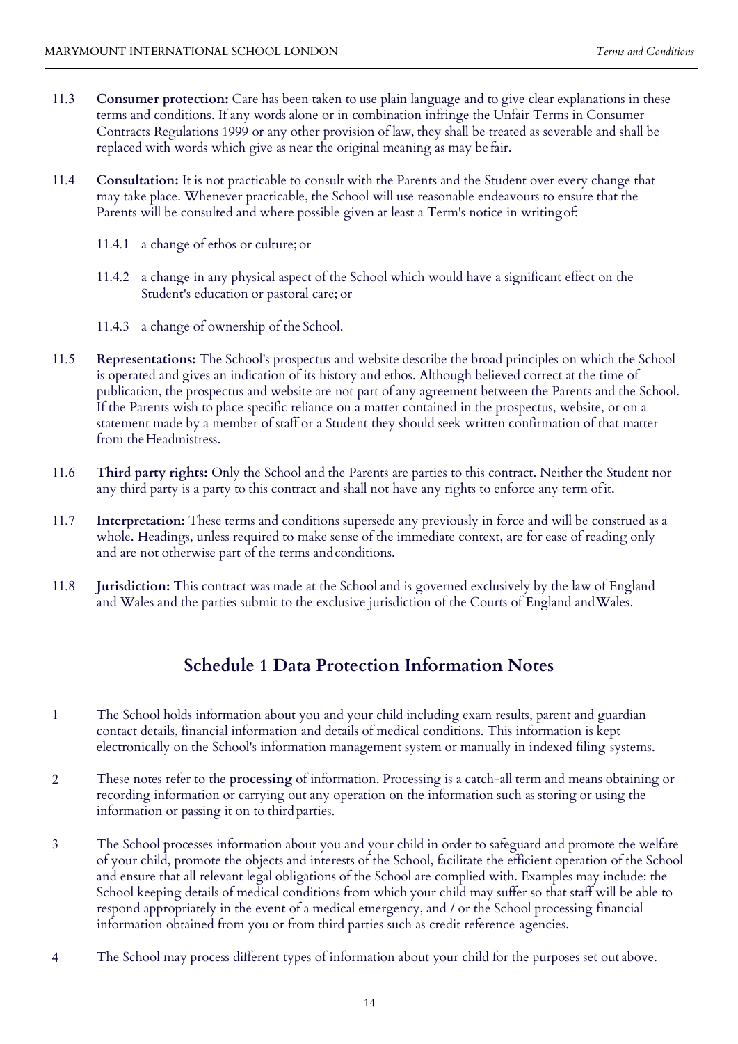11.3 **Consumer protection:** Care has been taken to use plain language and to give clear explanations in these terms and conditions. If any words alone or in combination infringe the Unfair Terms in Consumer Contracts Regulations 1999 or any other provision of law, they shall be treated as severable and shall be replaced with words which give as near the original meaning as may be fair.

11.4 **Consultation:** It is not practicable to consult with the Parents and the Student over every change that may take place. Whenever practicable, the School will use reasonable endeavours to ensure that the Parents will be consulted and where possible given at least a Term's notice in writing of:

11.4.1 a change of ethos or culture; or

11.4.2 a change in any physical aspect of the School which would have a significant effect on the Student's education or pastoral care; or

11.4.3 a change of ownership of the School.

11.5 **Representations:** The School's prospectus and website describe the broad principles on which the School is operated and gives an indication of its history and ethos. Although believed correct at the time of publication, the prospectus and website are not part of any agreement between the Parents and the School. If the Parents wish to place specific reliance on a matter contained in the prospectus, website, or on a statement made by a member of staff or a Student they should seek written confirmation of that matter from the Headmistress.

11.6 **Third party rights:** Only the School and the Parents are parties to this contract. Neither the Student nor any third party is a party to this contract and shall not have any rights to enforce any term of it.

11.7 **Interpretation:** These terms and conditions supersede any previously in force and will be construed as a whole. Headings, unless required to make sense of the immediate context, are for ease of reading only and are not otherwise part of the terms and conditions.

11.8 **Jurisdiction:** This contract was made at the School and is governed exclusively by the law of England and Wales and the parties submit to the exclusive jurisdiction of the Courts of England and Wales.

## Schedule 1 Data Protection Information Notes

1 The School holds information about you and your child including exam results, parent and guardian contact details, financial information and details of medical conditions. This information is kept electronically on the School's information management system or manually in indexed filing systems.

2 These notes refer to the **processing** of information. Processing is a catch-all term and means obtaining or recording information or carrying out any operation on the information such as storing or using the information or passing it on to third parties.

3 The School processes information about you and your child in order to safeguard and promote the welfare of your child, promote the objects and interests of the School, facilitate the efficient operation of the School and ensure that all relevant legal obligations of the School are complied with. Examples may include: the School keeping details of medical conditions from which your child may suffer so that staff will be able to respond appropriately in the event of a medical emergency, and / or the School processing financial information obtained from you or from third parties such as credit reference agencies.

4 The School may process different types of information about your child for the purposes set out above.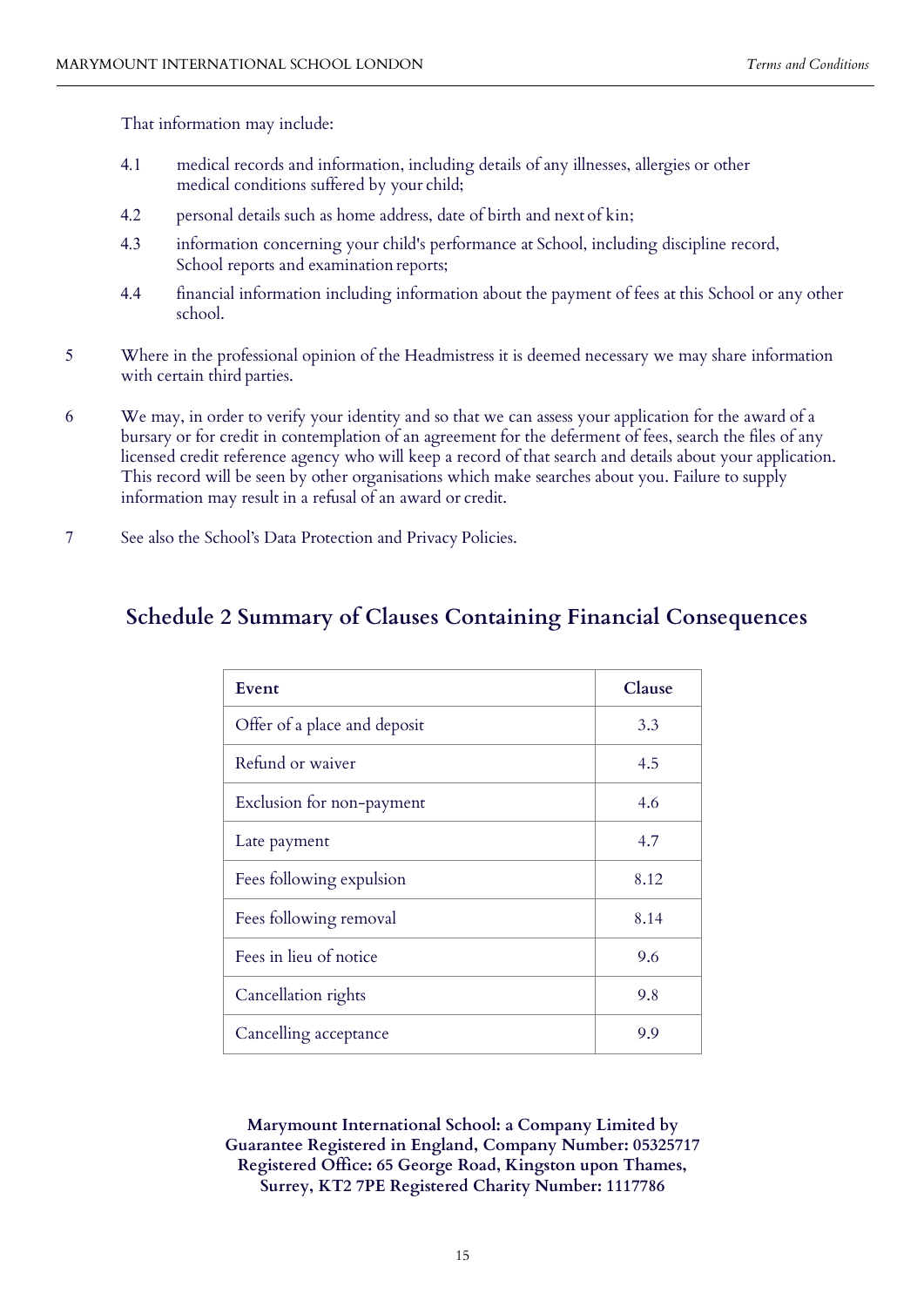That information may include:

4.1 medical records and information, including details of any illnesses, allergies or other medical conditions suffered by your child;

4.2 personal details such as home address, date of birth and next of kin;

4.3 information concerning your child's performance at School, including discipline record, School reports and examination reports;

4.4 financial information including information about the payment of fees at this School or any other school.

5 Where in the professional opinion of the Headmistress it is deemed necessary we may share information with certain third parties.

6 We may, in order to verify your identity and so that we can assess your application for the award of a bursary or for credit in contemplation of an agreement for the deferment of fees, search the files of any licensed credit reference agency who will keep a record of that search and details about your application. This record will be seen by other organisations which make searches about you. Failure to supply information may result in a refusal of an award or credit.

7 See also the School's Data Protection and Privacy Policies.

## Schedule 2 Summary of Clauses Containing Financial Consequences

| Event | Clause |
|---|---|
| Offer of a place and deposit | 3.3 |
| Refund or waiver | 4.5 |
| Exclusion for non-payment | 4.6 |
| Late payment | 4.7 |
| Fees following expulsion | 8.12 |
| Fees following removal | 8.14 |
| Fees in lieu of notice | 9.6 |
| Cancellation rights | 9.8 |
| Cancelling acceptance | 9.9 |

**Marymount International School: a Company Limited by Guarantee Registered in England, Company Number: 05325717 Registered Office: 65 George Road, Kingston upon Thames, Surrey, KT2 7PE Registered Charity Number: 1117786**